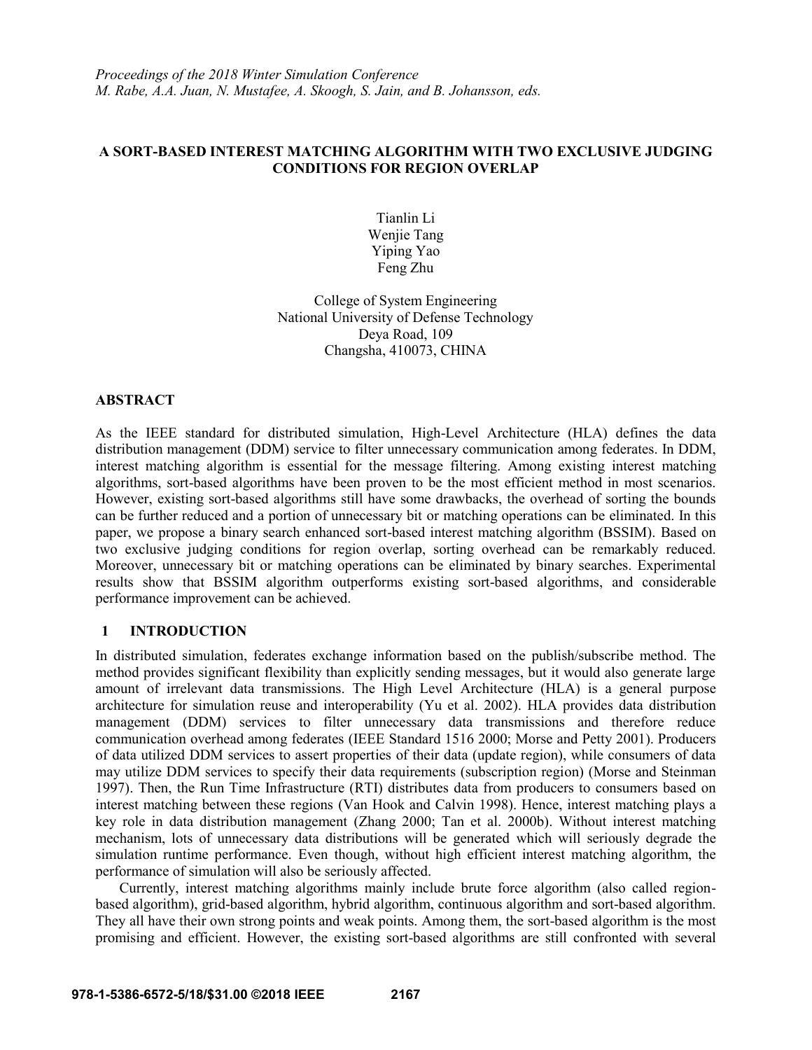*Proceedings of the 2018 Winter Simulation Conference*
*M. Rabe, A.A. Juan, N. Mustafee, A. Skoogh, S. Jain, and B. Johansson, eds.*

# A SORT-BASED INTEREST MATCHING ALGORITHM WITH TWO EXCLUSIVE JUDGING CONDITIONS FOR REGION OVERLAP

Tianlin Li
Wenjie Tang
Yiping Yao
Feng Zhu

College of System Engineering
National University of Defense Technology
Deya Road, 109
Changsha, 410073, CHINA

## ABSTRACT

As the IEEE standard for distributed simulation, High-Level Architecture (HLA) defines the data distribution management (DDM) service to filter unnecessary communication among federates. In DDM, interest matching algorithm is essential for the message filtering. Among existing interest matching algorithms, sort-based algorithms have been proven to be the most efficient method in most scenarios. However, existing sort-based algorithms still have some drawbacks, the overhead of sorting the bounds can be further reduced and a portion of unnecessary bit or matching operations can be eliminated. In this paper, we propose a binary search enhanced sort-based interest matching algorithm (BSSIM). Based on two exclusive judging conditions for region overlap, sorting overhead can be remarkably reduced. Moreover, unnecessary bit or matching operations can be eliminated by binary searches. Experimental results show that BSSIM algorithm outperforms existing sort-based algorithms, and considerable performance improvement can be achieved.

## 1 INTRODUCTION

In distributed simulation, federates exchange information based on the publish/subscribe method. The method provides significant flexibility than explicitly sending messages, but it would also generate large amount of irrelevant data transmissions. The High Level Architecture (HLA) is a general purpose architecture for simulation reuse and interoperability (Yu et al. 2002). HLA provides data distribution management (DDM) services to filter unnecessary data transmissions and therefore reduce communication overhead among federates (IEEE Standard 1516 2000; Morse and Petty 2001). Producers of data utilized DDM services to assert properties of their data (update region), while consumers of data may utilize DDM services to specify their data requirements (subscription region) (Morse and Steinman 1997). Then, the Run Time Infrastructure (RTI) distributes data from producers to consumers based on interest matching between these regions (Van Hook and Calvin 1998). Hence, interest matching plays a key role in data distribution management (Zhang 2000; Tan et al. 2000b). Without interest matching mechanism, lots of unnecessary data distributions will be generated which will seriously degrade the simulation runtime performance. Even though, without high efficient interest matching algorithm, the performance of simulation will also be seriously affected.

Currently, interest matching algorithms mainly include brute force algorithm (also called region-based algorithm), grid-based algorithm, hybrid algorithm, continuous algorithm and sort-based algorithm. They all have their own strong points and weak points. Among them, the sort-based algorithm is the most promising and efficient. However, the existing sort-based algorithms are still confronted with several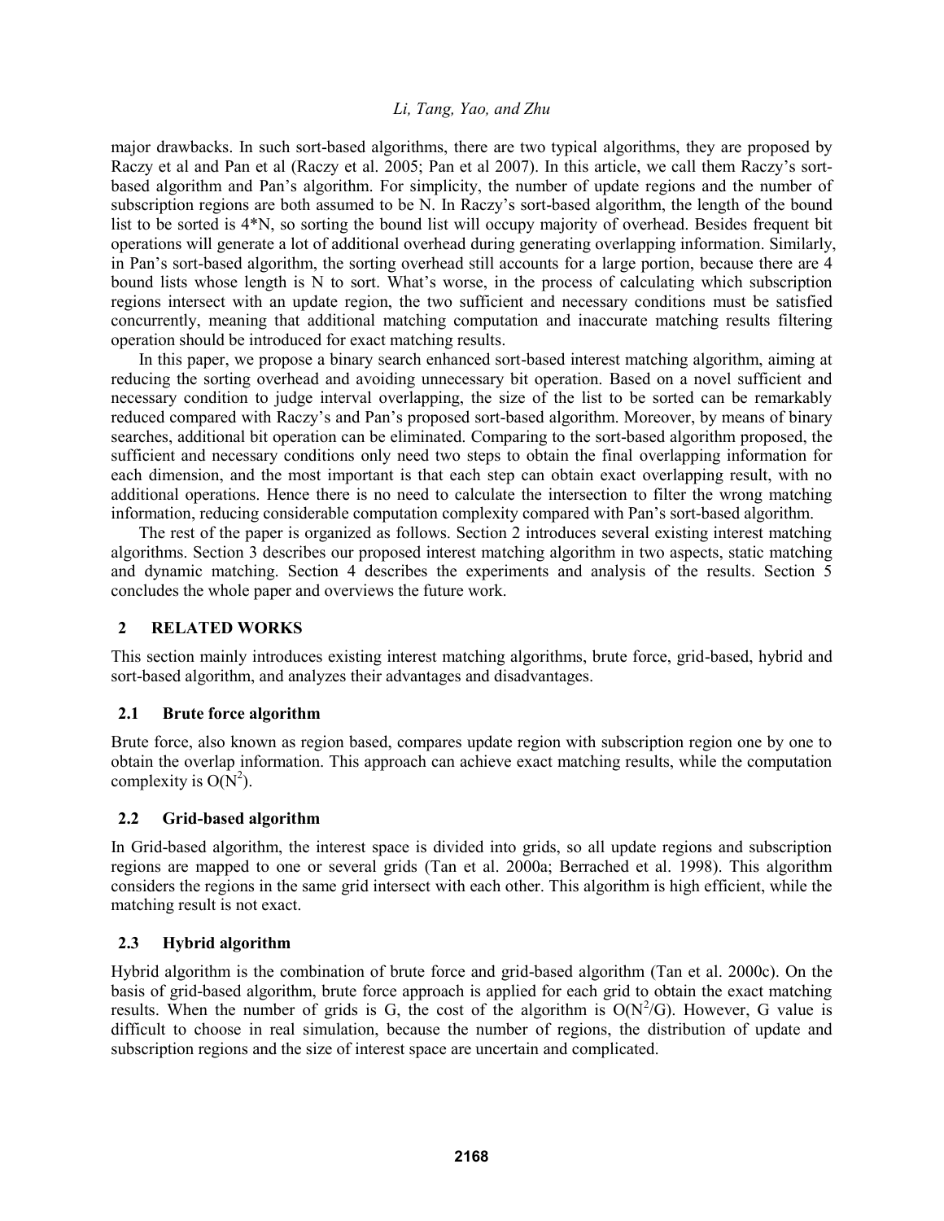major drawbacks. In such sort-based algorithms, there are two typical algorithms, they are proposed by Raczy et al and Pan et al (Raczy et al. 2005; Pan et al 2007). In this article, we call them Raczy's sort-based algorithm and Pan's algorithm. For simplicity, the number of update regions and the number of subscription regions are both assumed to be N. In Raczy's sort-based algorithm, the length of the bound list to be sorted is 4*N, so sorting the bound list will occupy majority of overhead. Besides frequent bit operations will generate a lot of additional overhead during generating overlapping information. Similarly, in Pan's sort-based algorithm, the sorting overhead still accounts for a large portion, because there are 4 bound lists whose length is N to sort. What's worse, in the process of calculating which subscription regions intersect with an update region, the two sufficient and necessary conditions must be satisfied concurrently, meaning that additional matching computation and inaccurate matching results filtering operation should be introduced for exact matching results.

In this paper, we propose a binary search enhanced sort-based interest matching algorithm, aiming at reducing the sorting overhead and avoiding unnecessary bit operation. Based on a novel sufficient and necessary condition to judge interval overlapping, the size of the list to be sorted can be remarkably reduced compared with Raczy's and Pan's proposed sort-based algorithm. Moreover, by means of binary searches, additional bit operation can be eliminated. Comparing to the sort-based algorithm proposed, the sufficient and necessary conditions only need two steps to obtain the final overlapping information for each dimension, and the most important is that each step can obtain exact overlapping result, with no additional operations. Hence there is no need to calculate the intersection to filter the wrong matching information, reducing considerable computation complexity compared with Pan's sort-based algorithm.

The rest of the paper is organized as follows. Section 2 introduces several existing interest matching algorithms. Section 3 describes our proposed interest matching algorithm in two aspects, static matching and dynamic matching. Section 4 describes the experiments and analysis of the results. Section 5 concludes the whole paper and overviews the future work.

## 2 RELATED WORKS

This section mainly introduces existing interest matching algorithms, brute force, grid-based, hybrid and sort-based algorithm, and analyzes their advantages and disadvantages.

### 2.1 Brute force algorithm

Brute force, also known as region based, compares update region with subscription region one by one to obtain the overlap information. This approach can achieve exact matching results, while the computation complexity is $O(N^2)$.

### 2.2 Grid-based algorithm

In Grid-based algorithm, the interest space is divided into grids, so all update regions and subscription regions are mapped to one or several grids (Tan et al. 2000a; Berrached et al. 1998). This algorithm considers the regions in the same grid intersect with each other. This algorithm is high efficient, while the matching result is not exact.

### 2.3 Hybrid algorithm

Hybrid algorithm is the combination of brute force and grid-based algorithm (Tan et al. 2000c). On the basis of grid-based algorithm, brute force approach is applied for each grid to obtain the exact matching results. When the number of grids is G, the cost of the algorithm is $O(N^2/G)$. However, G value is difficult to choose in real simulation, because the number of regions, the distribution of update and subscription regions and the size of interest space are uncertain and complicated.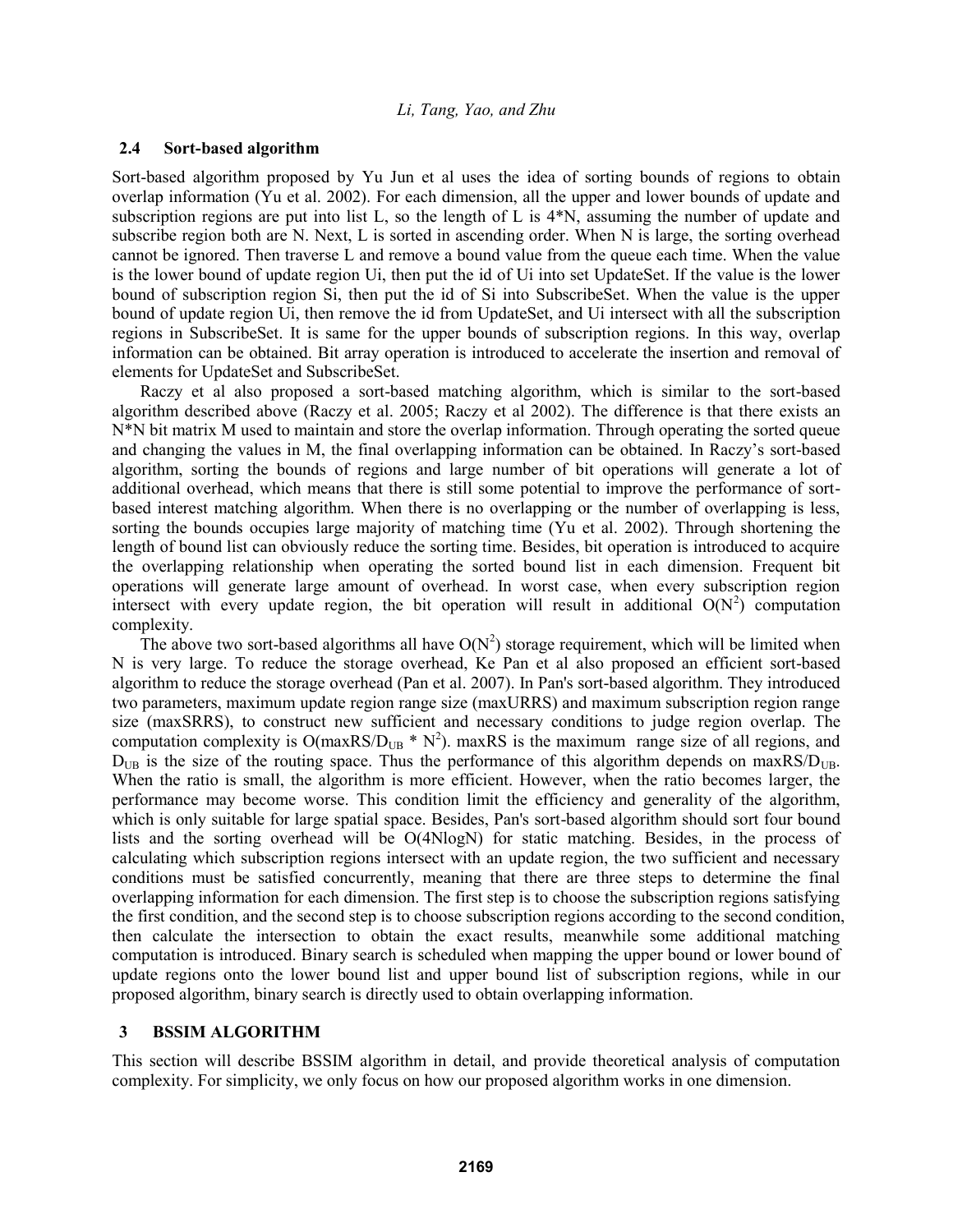### 2.4 Sort-based algorithm

Sort-based algorithm proposed by Yu Jun et al uses the idea of sorting bounds of regions to obtain overlap information (Yu et al. 2002). For each dimension, all the upper and lower bounds of update and subscription regions are put into list L, so the length of L is 4*N, assuming the number of update and subscribe region both are N. Next, L is sorted in ascending order. When N is large, the sorting overhead cannot be ignored. Then traverse L and remove a bound value from the queue each time. When the value is the lower bound of update region Ui, then put the id of Ui into set UpdateSet. If the value is the lower bound of subscription region Si, then put the id of Si into SubscribeSet. When the value is the upper bound of update region Ui, then remove the id from UpdateSet, and Ui intersect with all the subscription regions in SubscribeSet. It is same for the upper bounds of subscription regions. In this way, overlap information can be obtained. Bit array operation is introduced to accelerate the insertion and removal of elements for UpdateSet and SubscribeSet.

Raczy et al also proposed a sort-based matching algorithm, which is similar to the sort-based algorithm described above (Raczy et al. 2005; Raczy et al 2002). The difference is that there exists an N*N bit matrix M used to maintain and store the overlap information. Through operating the sorted queue and changing the values in M, the final overlapping information can be obtained. In Raczy's sort-based algorithm, sorting the bounds of regions and large number of bit operations will generate a lot of additional overhead, which means that there is still some potential to improve the performance of sort-based interest matching algorithm. When there is no overlapping or the number of overlapping is less, sorting the bounds occupies large majority of matching time (Yu et al. 2002). Through shortening the length of bound list can obviously reduce the sorting time. Besides, bit operation is introduced to acquire the overlapping relationship when operating the sorted bound list in each dimension. Frequent bit operations will generate large amount of overhead. In worst case, when every subscription region intersect with every update region, the bit operation will result in additional $O(N^2)$ computation complexity.

The above two sort-based algorithms all have $O(N^2)$ storage requirement, which will be limited when N is very large. To reduce the storage overhead, Ke Pan et al also proposed an efficient sort-based algorithm to reduce the storage overhead (Pan et al. 2007). In Pan's sort-based algorithm. They introduced two parameters, maximum update region range size (maxURRS) and maximum subscription region range size (maxSRRS), to construct new sufficient and necessary conditions to judge region overlap. The computation complexity is $O(maxRS/D_{UB} * N^2)$. maxRS is the maximum range size of all regions, and $D_{UB}$ is the size of the routing space. Thus the performance of this algorithm depends on $maxRS/D_{UB}$. When the ratio is small, the algorithm is more efficient. However, when the ratio becomes larger, the performance may become worse. This condition limit the efficiency and generality of the algorithm, which is only suitable for large spatial space. Besides, Pan's sort-based algorithm should sort four bound lists and the sorting overhead will be O(4NlogN) for static matching. Besides, in the process of calculating which subscription regions intersect with an update region, the two sufficient and necessary conditions must be satisfied concurrently, meaning that there are three steps to determine the final overlapping information for each dimension. The first step is to choose the subscription regions satisfying the first condition, and the second step is to choose subscription regions according to the second condition, then calculate the intersection to obtain the exact results, meanwhile some additional matching computation is introduced. Binary search is scheduled when mapping the upper bound or lower bound of update regions onto the lower bound list and upper bound list of subscription regions, while in our proposed algorithm, binary search is directly used to obtain overlapping information.

## 3 BSSIM ALGORITHM

This section will describe BSSIM algorithm in detail, and provide theoretical analysis of computation complexity. For simplicity, we only focus on how our proposed algorithm works in one dimension.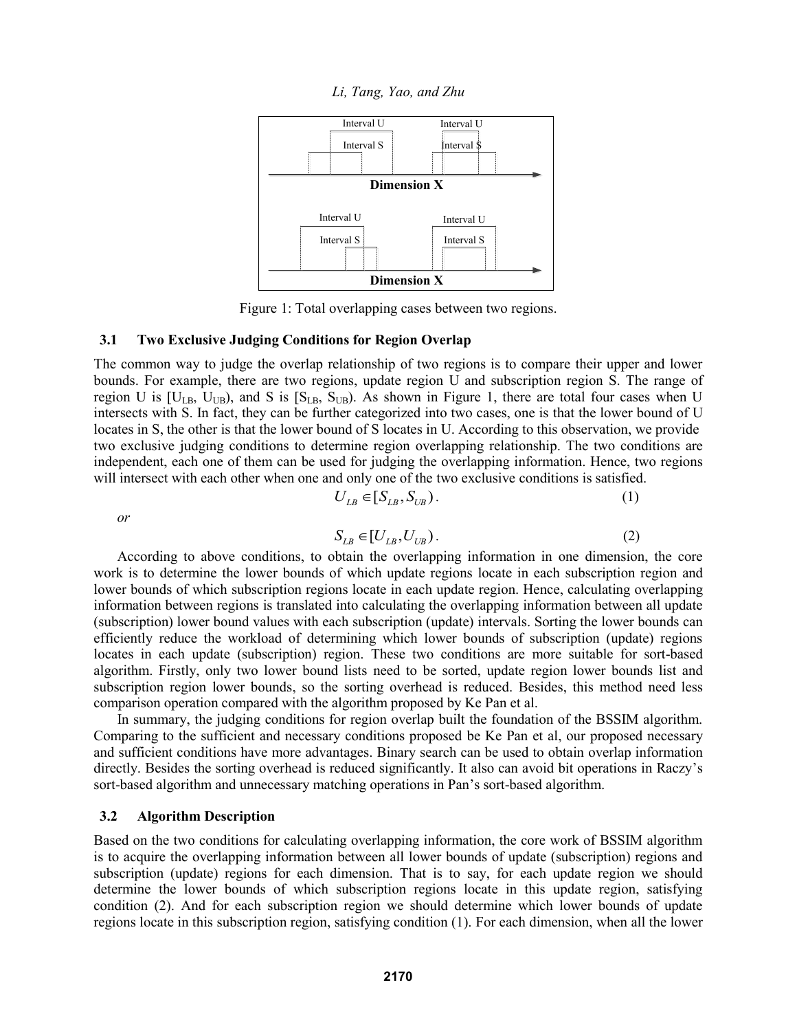Figure 1: Total overlapping cases between two regions.

### 3.1 Two Exclusive Judging Conditions for Region Overlap

The common way to judge the overlap relationship of two regions is to compare their upper and lower bounds. For example, there are two regions, update region U and subscription region S. The range of region U is $[U_{LB}, U_{UB})$, and S is $[S_{LB}, S_{UB})$. As shown in Figure 1, there are total four cases when U intersects with S. In fact, they can be further categorized into two cases, one is that the lower bound of U locates in S, the other is that the lower bound of S locates in U. According to this observation, we provide two exclusive judging conditions to determine region overlapping relationship. The two conditions are independent, each one of them can be used for judging the overlapping information. Hence, two regions will intersect with each other when one and only one of the two exclusive conditions is satisfied.

$$U_{LB} \in [S_{LB}, S_{UB}). \tag{1}$$

*or*

$$S_{LB} \in [U_{LB}, U_{UB}). \tag{2}$$

According to above conditions, to obtain the overlapping information in one dimension, the core work is to determine the lower bounds of which update regions locate in each subscription region and lower bounds of which subscription regions locate in each update region. Hence, calculating overlapping information between regions is translated into calculating the overlapping information between all update (subscription) lower bound values with each subscription (update) intervals. Sorting the lower bounds can efficiently reduce the workload of determining which lower bounds of subscription (update) regions locates in each update (subscription) region. These two conditions are more suitable for sort-based algorithm. Firstly, only two lower bound lists need to be sorted, update region lower bounds list and subscription region lower bounds, so the sorting overhead is reduced. Besides, this method need less comparison operation compared with the algorithm proposed by Ke Pan et al.

In summary, the judging conditions for region overlap built the foundation of the BSSIM algorithm. Comparing to the sufficient and necessary conditions proposed be Ke Pan et al, our proposed necessary and sufficient conditions have more advantages. Binary search can be used to obtain overlap information directly. Besides the sorting overhead is reduced significantly. It also can avoid bit operations in Raczy's sort-based algorithm and unnecessary matching operations in Pan's sort-based algorithm.

### 3.2 Algorithm Description

Based on the two conditions for calculating overlapping information, the core work of BSSIM algorithm is to acquire the overlapping information between all lower bounds of update (subscription) regions and subscription (update) regions for each dimension. That is to say, for each update region we should determine the lower bounds of which subscription regions locate in this update region, satisfying condition (2). And for each subscription region we should determine which lower bounds of update regions locate in this subscription region, satisfying condition (1). For each dimension, when all the lower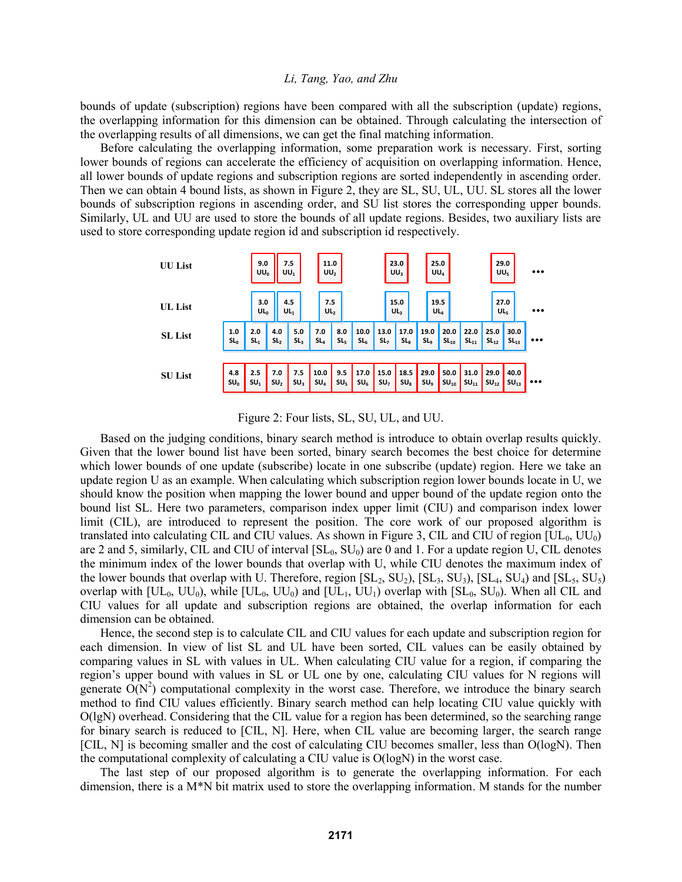bounds of update (subscription) regions have been compared with all the subscription (update) regions, the overlapping information for this dimension can be obtained. Through calculating the intersection of the overlapping results of all dimensions, we can get the final matching information.

Before calculating the overlapping information, some preparation work is necessary. First, sorting lower bounds of regions can accelerate the efficiency of acquisition on overlapping information. Hence, all lower bounds of update regions and subscription regions are sorted independently in ascending order. Then we can obtain 4 bound lists, as shown in Figure 2, they are SL, SU, UL, UU. SL stores all the lower bounds of subscription regions in ascending order, and SU list stores the corresponding upper bounds. Similarly, UL and UU are used to store the bounds of all update regions. Besides, two auxiliary lists are used to store corresponding update region id and subscription id respectively.

| | | | | | | | | | | | | | | | |
|---|---|---|---|---|---|---|---|---|---|---|---|---|---|---|---|
| **UU List** | | 9.0 $UU_0$ | 7.5 $UU_1$ | | 11.0 $UU_2$ | | | 23.0 $UU_3$ | | 25.0 $UU_4$ | | | 29.0 $UU_5$ | | … |
| **UL List** | | 3.0 $UL_0$ | 4.5 $UL_1$ | | 7.5 $UL_2$ | | | 15.0 $UL_3$ | | 19.5 $UL_4$ | | | 27.0 $UL_5$ | | … |
| **SL List** | 1.0 $SL_0$ | 2.0 $SL_1$ | 4.0 $SL_2$ | 5.0 $SL_3$ | 7.0 $SL_4$ | 8.0 $SL_5$ | 10.0 $SL_6$ | 13.0 $SL_7$ | 17.0 $SL_8$ | 19.0 $SL_9$ | 20.0 $SL_{10}$ | 22.0 $SL_{11}$ | 25.0 $SL_{12}$ | 30.0 $SL_{13}$ | … |
| **SU List** | 4.8 $SU_0$ | 2.5 $SU_1$ | 7.0 $SU_2$ | 7.5 $SU_3$ | 10.0 $SU_4$ | 9.5 $SU_5$ | 17.0 $SU_6$ | 15.0 $SU_7$ | 18.5 $SU_8$ | 29.0 $SU_9$ | 50.0 $SU_{10}$ | 31.0 $SU_{11}$ | 29.0 $SU_{12}$ | 40.0 $SU_{13}$ | … |

Figure 2: Four lists, SL, SU, UL, and UU.

Based on the judging conditions, binary search method is introduce to obtain overlap results quickly. Given that the lower bound list have been sorted, binary search becomes the best choice for determine which lower bounds of one update (subscribe) region locate in one subscribe (update) region. Here we take an update region U as an example. When calculating which subscription region lower bounds locate in U, we should know the position when mapping the lower bound and upper bound of the update region onto the bound list SL. Here two parameters, comparison index upper limit (CIU) and comparison index lower limit (CIL), are introduced to represent the position. The core work of our proposed algorithm is translated into calculating CIL and CIU values. As shown in Figure 3, CIL and CIU of region [$UL_0$, $UU_0$) are 2 and 5, similarly, CIL and CIU of interval [$SL_0$, $SU_0$) are 0 and 1. For a update region U, CIL denotes the minimum index of the lower bounds that overlap with U, while CIU denotes the maximum index of the lower bounds that overlap with U. Therefore, region [$SL_2$, $SU_2$), [$SL_3$, $SU_3$), [$SL_4$, $SU_4$) and [$SL_5$, $SU_5$) overlap with [$UL_0$, $UU_0$), while [$UL_0$, $UU_0$) and [$UL_1$, $UU_1$) overlap with [$SL_0$, $SU_0$). When all CIL and CIU values for all update and subscription regions are obtained, the overlap information for each dimension can be obtained.

Hence, the second step is to calculate CIL and CIU values for each update and subscription region for each dimension. In view of list SL and UL have been sorted, CIL values can be easily obtained by comparing values in SL with values in UL. When calculating CIU value for a region, if comparing the region's upper bound with values in SL or UL one by one, calculating CIU values for N regions will generate $O(N^2)$ computational complexity in the worst case. Therefore, we introduce the binary search method to find CIU values efficiently. Binary search method can help locating CIU value quickly with O(lgN) overhead. Considering that the CIL value for a region has been determined, so the searching range for binary search is reduced to [CIL, N]. Here, when CIL value are becoming larger, the search range [CIL, N] is becoming smaller and the cost of calculating CIU becomes smaller, less than O(logN). Then the computational complexity of calculating a CIU value is O(logN) in the worst case.

The last step of our proposed algorithm is to generate the overlapping information. For each dimension, there is a M*N bit matrix used to store the overlapping information. M stands for the number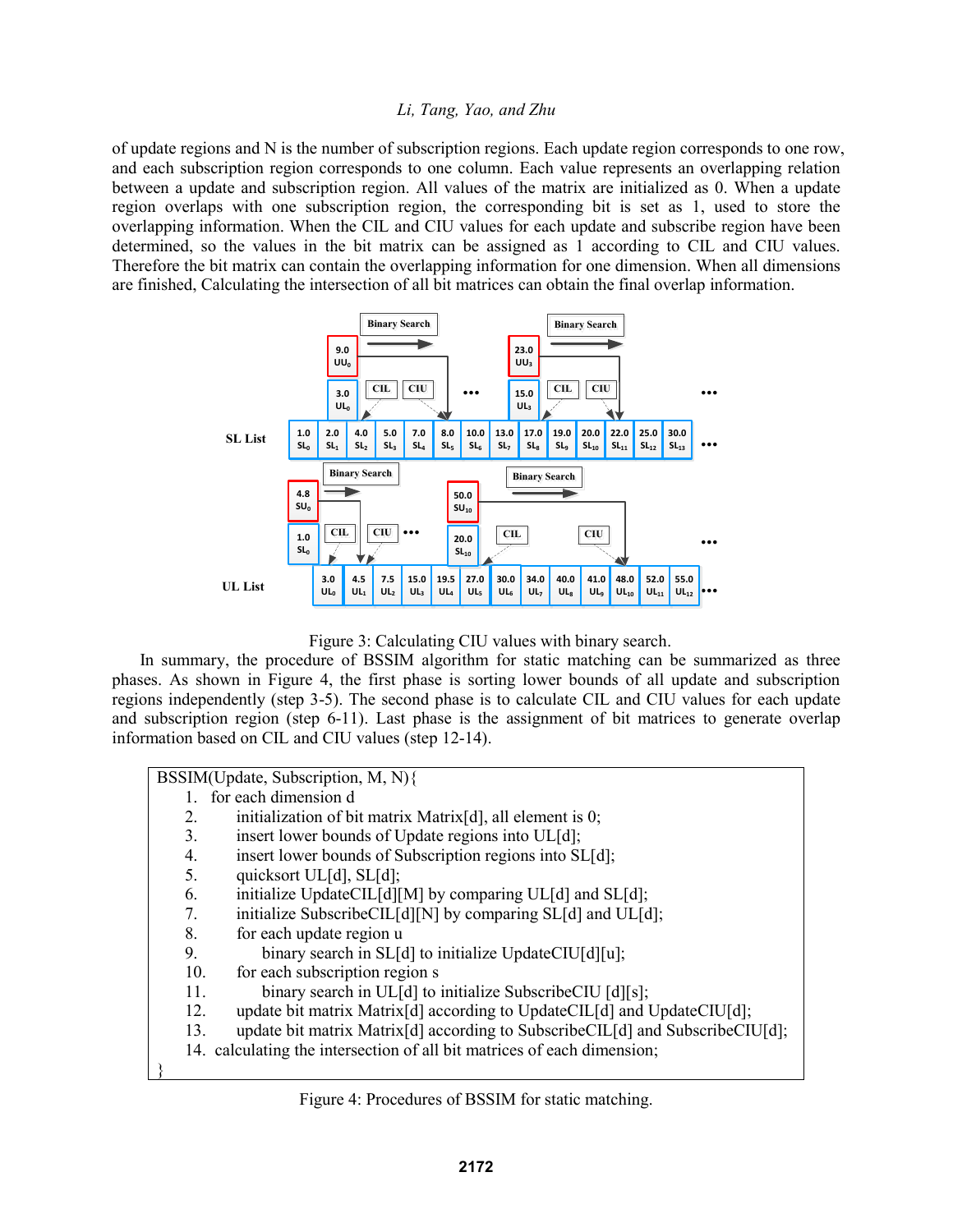of update regions and N is the number of subscription regions. Each update region corresponds to one row, and each subscription region corresponds to one column. Each value represents an overlapping relation between a update and subscription region. All values of the matrix are initialized as 0. When a update region overlaps with one subscription region, the corresponding bit is set as 1, used to store the overlapping information. When the CIL and CIU values for each update and subscribe region have been determined, so the values in the bit matrix can be assigned as 1 according to CIL and CIU values. Therefore the bit matrix can contain the overlapping information for one dimension. When all dimensions are finished, Calculating the intersection of all bit matrices can obtain the final overlap information.

Figure 3: Calculating CIU values with binary search.

In summary, the procedure of BSSIM algorithm for static matching can be summarized as three phases. As shown in Figure 4, the first phase is sorting lower bounds of all update and subscription regions independently (step 3-5). The second phase is to calculate CIL and CIU values for each update and subscription region (step 6-11). Last phase is the assignment of bit matrices to generate overlap information based on CIL and CIU values (step 12-14).

```
BSSIM(Update, Subscription, M, N){
  1.  for each dimension d
  2.      initialization of bit matrix Matrix[d], all element is 0;
  3.      insert lower bounds of Update regions into UL[d];
  4.      insert lower bounds of Subscription regions into SL[d];
  5.      quicksort UL[d], SL[d];
  6.      initialize UpdateCIL[d][M] by comparing UL[d] and SL[d];
  7.      initialize SubscribeCIL[d][N] by comparing SL[d] and UL[d];
  8.      for each update region u
  9.          binary search in SL[d] to initialize UpdateCIU[d][u];
  10.     for each subscription region s
  11.         binary search in UL[d] to initialize SubscribeCIU [d][s];
  12.     update bit matrix Matrix[d] according to UpdateCIL[d] and UpdateCIU[d];
  13.     update bit matrix Matrix[d] according to SubscribeCIL[d] and SubscribeCIU[d];
  14. calculating the intersection of all bit matrices of each dimension;
}
```

Figure 4: Procedures of BSSIM for static matching.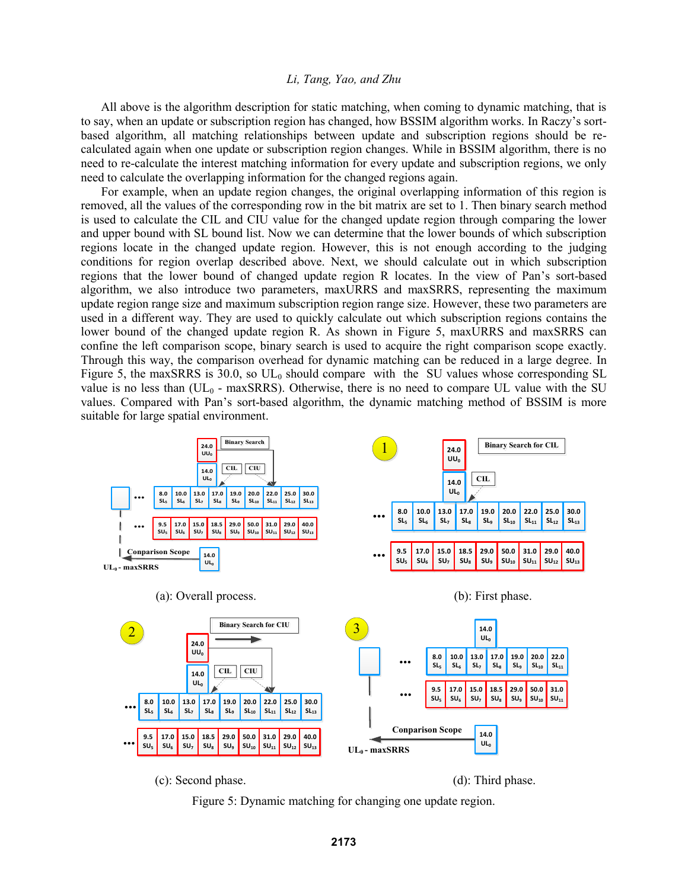All above is the algorithm description for static matching, when coming to dynamic matching, that is to say, when an update or subscription region has changed, how BSSIM algorithm works. In Raczy's sort-based algorithm, all matching relationships between update and subscription regions should be re-calculated again when one update or subscription region changes. While in BSSIM algorithm, there is no need to re-calculate the interest matching information for every update and subscription regions, we only need to calculate the overlapping information for the changed regions again.

For example, when an update region changes, the original overlapping information of this region is removed, all the values of the corresponding row in the bit matrix are set to 1. Then binary search method is used to calculate the CIL and CIU value for the changed update region through comparing the lower and upper bound with SL bound list. Now we can determine that the lower bounds of which subscription regions locate in the changed update region. However, this is not enough according to the judging conditions for region overlap described above. Next, we should calculate out in which subscription regions that the lower bound of changed update region R locates. In the view of Pan's sort-based algorithm, we also introduce two parameters, maxURRS and maxSRRS, representing the maximum update region range size and maximum subscription region range size. However, these two parameters are used in a different way. They are used to quickly calculate out which subscription regions contains the lower bound of the changed update region R. As shown in Figure 5, maxURRS and maxSRRS can confine the left comparison scope, binary search is used to acquire the right comparison scope exactly. Through this way, the comparison overhead for dynamic matching can be reduced in a large degree. In Figure 5, the maxSRRS is 30.0, so $UL_0$ should compare with the SU values whose corresponding SL value is no less than ($UL_0$ - maxSRRS). Otherwise, there is no need to compare UL value with the SU values. Compared with Pan's sort-based algorithm, the dynamic matching method of BSSIM is more suitable for large spatial environment.

(a): Overall process.

(b): First phase.

(c): Second phase.

(d): Third phase.

Figure 5: Dynamic matching for changing one update region.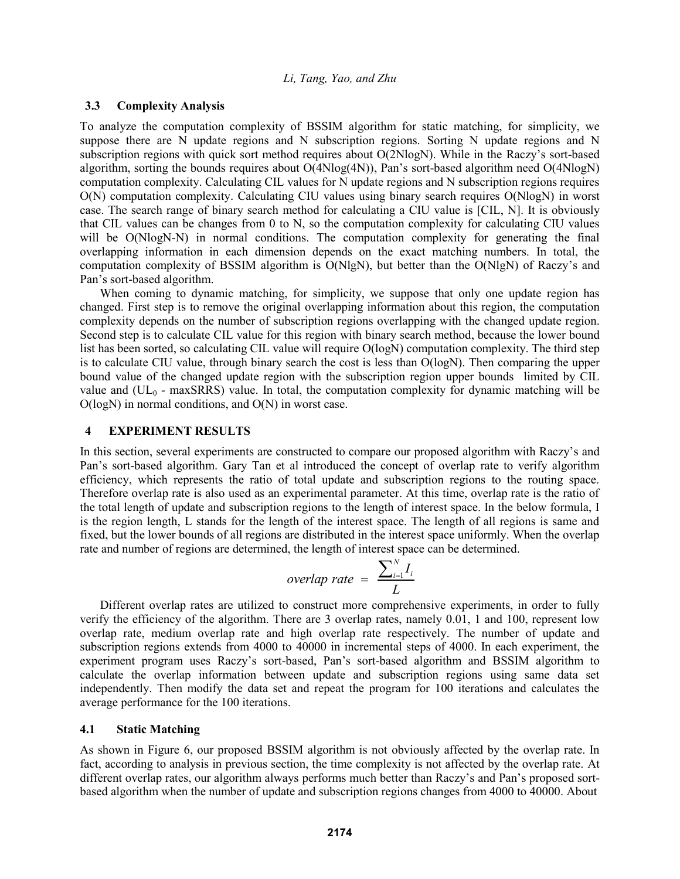### 3.3 Complexity Analysis

To analyze the computation complexity of BSSIM algorithm for static matching, for simplicity, we suppose there are N update regions and N subscription regions. Sorting N update regions and N subscription regions with quick sort method requires about O(2NlogN). While in the Raczy's sort-based algorithm, sorting the bounds requires about O(4Nlog(4N)), Pan's sort-based algorithm need O(4NlogN) computation complexity. Calculating CIL values for N update regions and N subscription regions requires O(N) computation complexity. Calculating CIU values using binary search requires O(NlogN) in worst case. The search range of binary search method for calculating a CIU value is [CIL, N]. It is obviously that CIL values can be changes from 0 to N, so the computation complexity for calculating CIU values will be O(NlogN-N) in normal conditions. The computation complexity for generating the final overlapping information in each dimension depends on the exact matching numbers. In total, the computation complexity of BSSIM algorithm is O(NlgN), but better than the O(NlgN) of Raczy's and Pan's sort-based algorithm.

When coming to dynamic matching, for simplicity, we suppose that only one update region has changed. First step is to remove the original overlapping information about this region, the computation complexity depends on the number of subscription regions overlapping with the changed update region. Second step is to calculate CIL value for this region with binary search method, because the lower bound list has been sorted, so calculating CIL value will require O(logN) computation complexity. The third step is to calculate CIU value, through binary search the cost is less than O(logN). Then comparing the upper bound value of the changed update region with the subscription region upper bounds limited by CIL value and ($UL_0$ - maxSRRS) value. In total, the computation complexity for dynamic matching will be O(logN) in normal conditions, and O(N) in worst case.

## 4 EXPERIMENT RESULTS

In this section, several experiments are constructed to compare our proposed algorithm with Raczy's and Pan's sort-based algorithm. Gary Tan et al introduced the concept of overlap rate to verify algorithm efficiency, which represents the ratio of total update and subscription regions to the routing space. Therefore overlap rate is also used as an experimental parameter. At this time, overlap rate is the ratio of the total length of update and subscription regions to the length of interest space. In the below formula, I is the region length, L stands for the length of the interest space. The length of all regions is same and fixed, but the lower bounds of all regions are distributed in the interest space uniformly. When the overlap rate and number of regions are determined, the length of interest space can be determined.

$$\textit{overlap rate} = \frac{\sum_{i=1}^{N} I_i}{L}$$

Different overlap rates are utilized to construct more comprehensive experiments, in order to fully verify the efficiency of the algorithm. There are 3 overlap rates, namely 0.01, 1 and 100, represent low overlap rate, medium overlap rate and high overlap rate respectively. The number of update and subscription regions extends from 4000 to 40000 in incremental steps of 4000. In each experiment, the experiment program uses Raczy's sort-based, Pan's sort-based algorithm and BSSIM algorithm to calculate the overlap information between update and subscription regions using same data set independently. Then modify the data set and repeat the program for 100 iterations and calculates the average performance for the 100 iterations.

### 4.1 Static Matching

As shown in Figure 6, our proposed BSSIM algorithm is not obviously affected by the overlap rate. In fact, according to analysis in previous section, the time complexity is not affected by the overlap rate. At different overlap rates, our algorithm always performs much better than Raczy's and Pan's proposed sort-based algorithm when the number of update and subscription regions changes from 4000 to 40000. About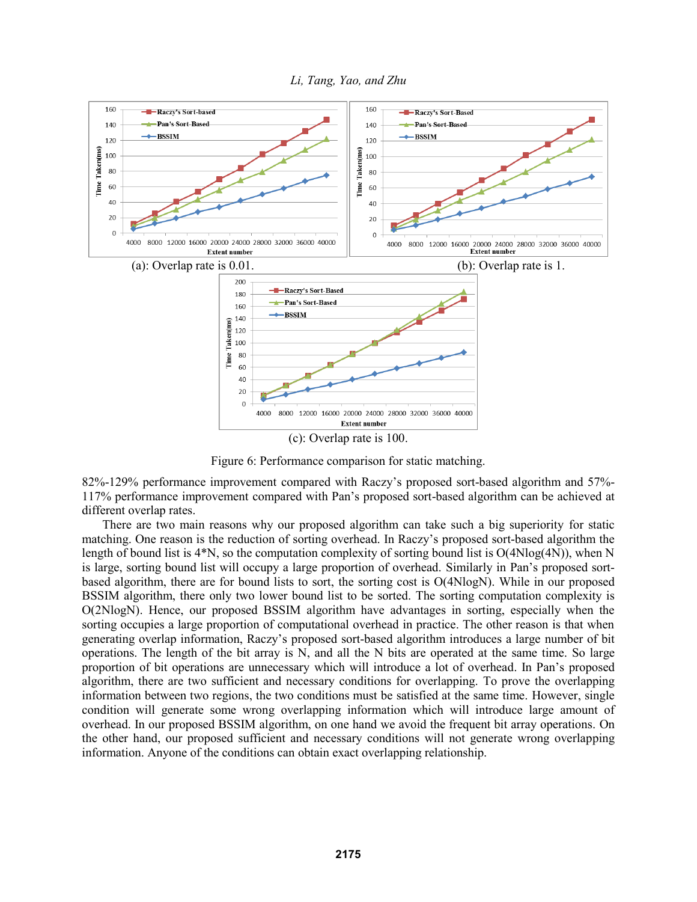(a): Overlap rate is 0.01.

(b): Overlap rate is 1.

(c): Overlap rate is 100.

Figure 6: Performance comparison for static matching.

82%-129% performance improvement compared with Raczy's proposed sort-based algorithm and 57%-117% performance improvement compared with Pan's proposed sort-based algorithm can be achieved at different overlap rates.

There are two main reasons why our proposed algorithm can take such a big superiority for static matching. One reason is the reduction of sorting overhead. In Raczy's proposed sort-based algorithm the length of bound list is 4*N, so the computation complexity of sorting bound list is O(4Nlog(4N)), when N is large, sorting bound list will occupy a large proportion of overhead. Similarly in Pan's proposed sort-based algorithm, there are for bound lists to sort, the sorting cost is O(4NlogN). While in our proposed BSSIM algorithm, there only two lower bound list to be sorted. The sorting computation complexity is O(2NlogN). Hence, our proposed BSSIM algorithm have advantages in sorting, especially when the sorting occupies a large proportion of computational overhead in practice. The other reason is that when generating overlap information, Raczy's proposed sort-based algorithm introduces a large number of bit operations. The length of the bit array is N, and all the N bits are operated at the same time. So large proportion of bit operations are unnecessary which will introduce a lot of overhead. In Pan's proposed algorithm, there are two sufficient and necessary conditions for overlapping. To prove the overlapping information between two regions, the two conditions must be satisfied at the same time. However, single condition will generate some wrong overlapping information which will introduce large amount of overhead. In our proposed BSSIM algorithm, on one hand we avoid the frequent bit array operations. On the other hand, our proposed sufficient and necessary conditions will not generate wrong overlapping information. Anyone of the conditions can obtain exact overlapping relationship.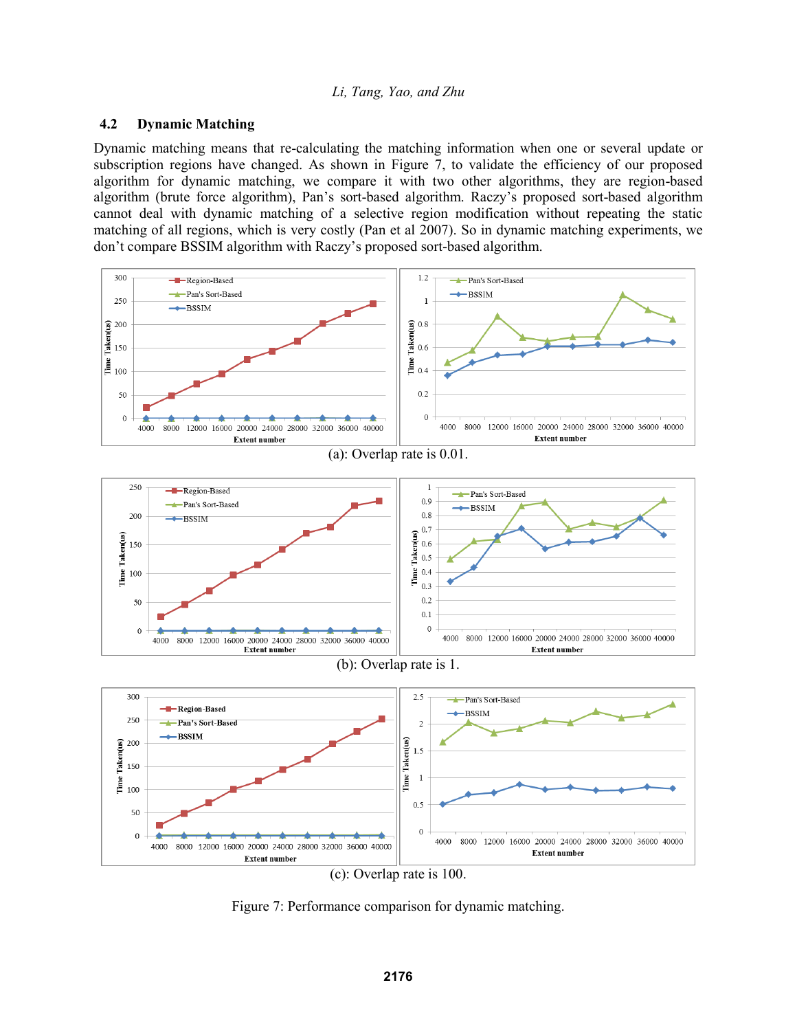## 4.2 Dynamic Matching

Dynamic matching means that re-calculating the matching information when one or several update or subscription regions have changed. As shown in Figure 7, to validate the efficiency of our proposed algorithm for dynamic matching, we compare it with two other algorithms, they are region-based algorithm (brute force algorithm), Pan's sort-based algorithm. Raczy's proposed sort-based algorithm cannot deal with dynamic matching of a selective region modification without repeating the static matching of all regions, which is very costly (Pan et al 2007). So in dynamic matching experiments, we don't compare BSSIM algorithm with Raczy's proposed sort-based algorithm.

(a): Overlap rate is 0.01.

(b): Overlap rate is 1.

(c): Overlap rate is 100.

Figure 7: Performance comparison for dynamic matching.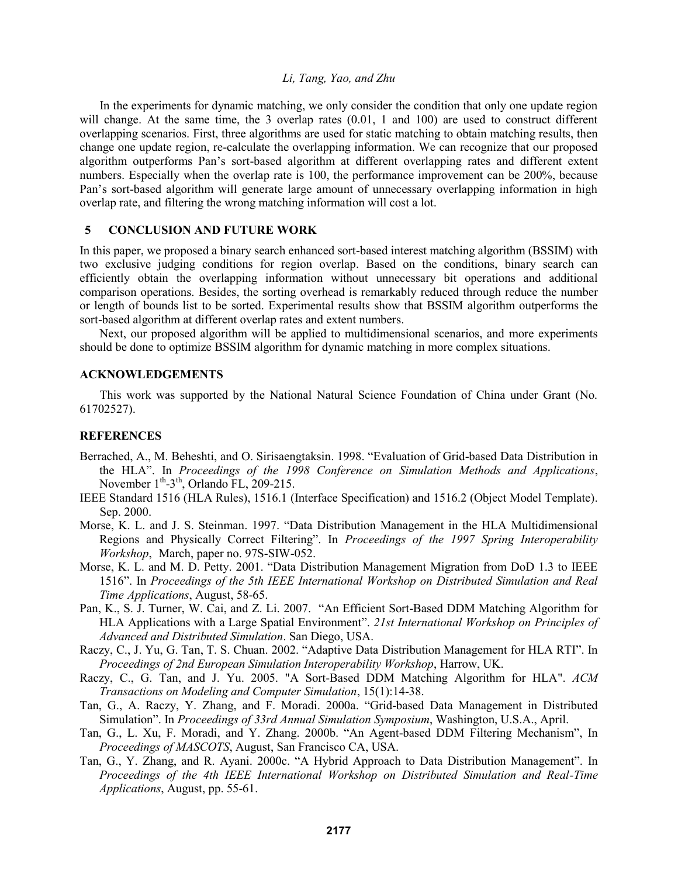In the experiments for dynamic matching, we only consider the condition that only one update region will change. At the same time, the 3 overlap rates (0.01, 1 and 100) are used to construct different overlapping scenarios. First, three algorithms are used for static matching to obtain matching results, then change one update region, re-calculate the overlapping information. We can recognize that our proposed algorithm outperforms Pan's sort-based algorithm at different overlapping rates and different extent numbers. Especially when the overlap rate is 100, the performance improvement can be 200%, because Pan's sort-based algorithm will generate large amount of unnecessary overlapping information in high overlap rate, and filtering the wrong matching information will cost a lot.

## 5 CONCLUSION AND FUTURE WORK

In this paper, we proposed a binary search enhanced sort-based interest matching algorithm (BSSIM) with two exclusive judging conditions for region overlap. Based on the conditions, binary search can efficiently obtain the overlapping information without unnecessary bit operations and additional comparison operations. Besides, the sorting overhead is remarkably reduced through reduce the number or length of bounds list to be sorted. Experimental results show that BSSIM algorithm outperforms the sort-based algorithm at different overlap rates and extent numbers.

Next, our proposed algorithm will be applied to multidimensional scenarios, and more experiments should be done to optimize BSSIM algorithm for dynamic matching in more complex situations.

## ACKNOWLEDGEMENTS

This work was supported by the National Natural Science Foundation of China under Grant (No. 61702527).

## REFERENCES

Berrached, A., M. Beheshti, and O. Sirisaengtaksin. 1998. "Evaluation of Grid-based Data Distribution in the HLA". In *Proceedings of the 1998 Conference on Simulation Methods and Applications*, November 1th-3th, Orlando FL, 209-215.

IEEE Standard 1516 (HLA Rules), 1516.1 (Interface Specification) and 1516.2 (Object Model Template). Sep. 2000.

Morse, K. L. and J. S. Steinman. 1997. "Data Distribution Management in the HLA Multidimensional Regions and Physically Correct Filtering". In *Proceedings of the 1997 Spring Interoperability Workshop*, March, paper no. 97S-SIW-052.

Morse, K. L. and M. D. Petty. 2001. "Data Distribution Management Migration from DoD 1.3 to IEEE 1516". In *Proceedings of the 5th IEEE International Workshop on Distributed Simulation and Real Time Applications*, August, 58-65.

Pan, K., S. J. Turner, W. Cai, and Z. Li. 2007. "An Efficient Sort-Based DDM Matching Algorithm for HLA Applications with a Large Spatial Environment". *21st International Workshop on Principles of Advanced and Distributed Simulation*. San Diego, USA.

Raczy, C., J. Yu, G. Tan, T. S. Chuan. 2002. "Adaptive Data Distribution Management for HLA RTI". In *Proceedings of 2nd European Simulation Interoperability Workshop*, Harrow, UK.

Raczy, C., G. Tan, and J. Yu. 2005. "A Sort-Based DDM Matching Algorithm for HLA". *ACM Transactions on Modeling and Computer Simulation*, 15(1):14-38.

Tan, G., A. Raczy, Y. Zhang, and F. Moradi. 2000a. "Grid-based Data Management in Distributed Simulation". In *Proceedings of 33rd Annual Simulation Symposium*, Washington, U.S.A., April.

Tan, G., L. Xu, F. Moradi, and Y. Zhang. 2000b. "An Agent-based DDM Filtering Mechanism", In *Proceedings of MASCOTS*, August, San Francisco CA, USA.

Tan, G., Y. Zhang, and R. Ayani. 2000c. "A Hybrid Approach to Data Distribution Management". In *Proceedings of the 4th IEEE International Workshop on Distributed Simulation and Real-Time Applications*, August, pp. 55-61.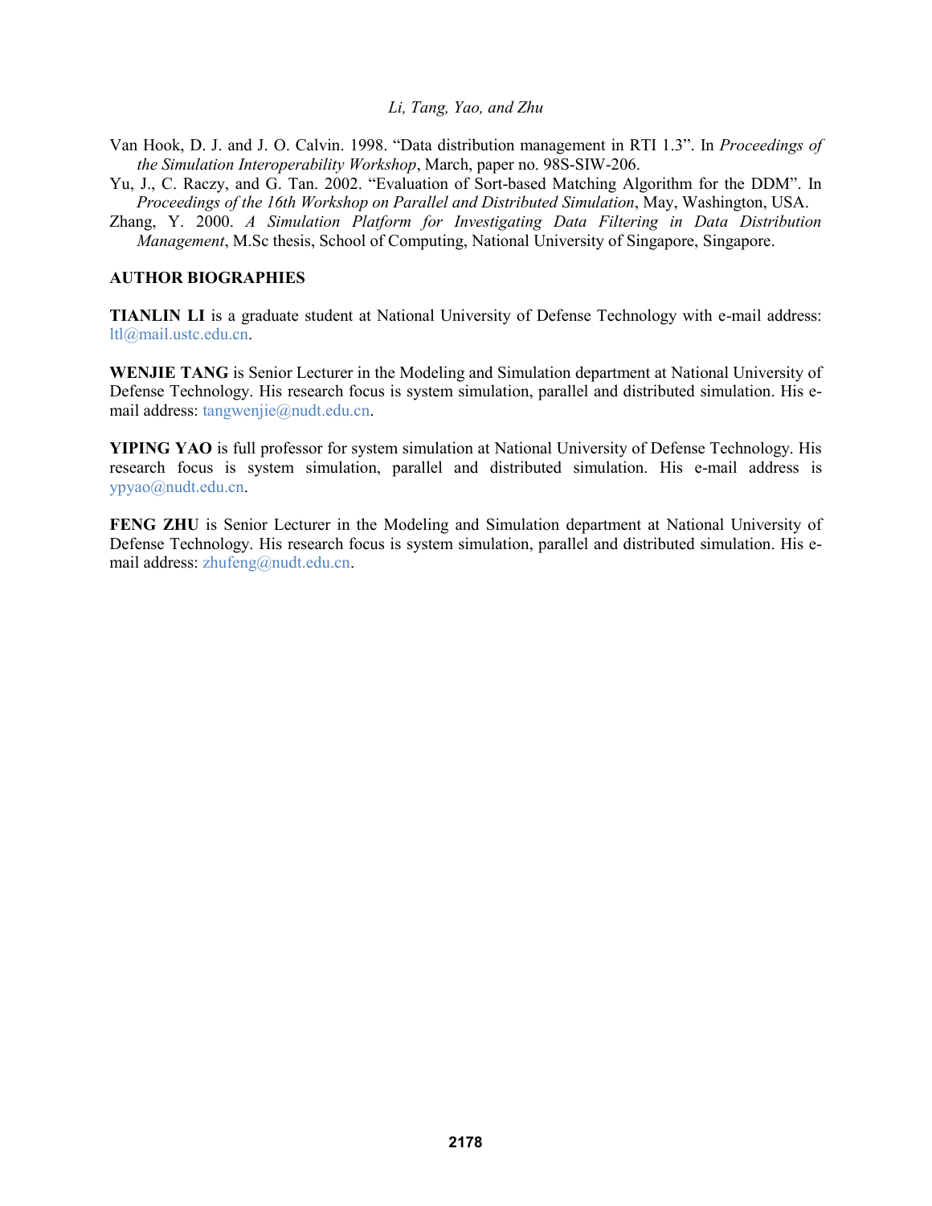Van Hook, D. J. and J. O. Calvin. 1998. "Data distribution management in RTI 1.3". In *Proceedings of the Simulation Interoperability Workshop*, March, paper no. 98S-SIW-206.

Yu, J., C. Raczy, and G. Tan. 2002. "Evaluation of Sort-based Matching Algorithm for the DDM". In *Proceedings of the 16th Workshop on Parallel and Distributed Simulation*, May, Washington, USA.

Zhang, Y. 2000. *A Simulation Platform for Investigating Data Filtering in Data Distribution Management*, M.Sc thesis, School of Computing, National University of Singapore, Singapore.

## AUTHOR BIOGRAPHIES

**TIANLIN LI** is a graduate student at National University of Defense Technology with e-mail address: ltl@mail.ustc.edu.cn.

**WENJIE TANG** is Senior Lecturer in the Modeling and Simulation department at National University of Defense Technology. His research focus is system simulation, parallel and distributed simulation. His e-mail address: tangwenjie@nudt.edu.cn.

**YIPING YAO** is full professor for system simulation at National University of Defense Technology. His research focus is system simulation, parallel and distributed simulation. His e-mail address is ypyao@nudt.edu.cn.

**FENG ZHU** is Senior Lecturer in the Modeling and Simulation department at National University of Defense Technology. His research focus is system simulation, parallel and distributed simulation. His e-mail address: zhufeng@nudt.edu.cn.